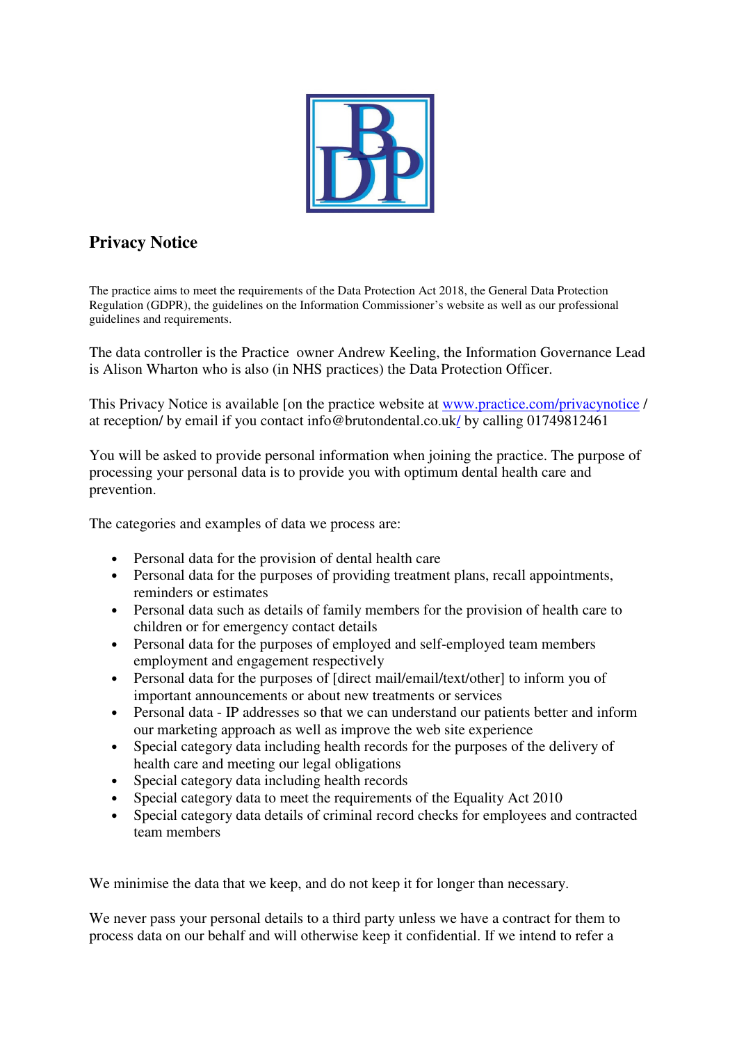# Privacy Notice

The practice aims to meet the requirements of the Data Protection Act 2018, the General Data Protection Regulation (GDPR), the guidelines on the Information Commissioner's website as well as our professional guidelines and requirements.

The data controller is the Practice owner Andrew Keeling, the Information Governance Lead is Alison Wharton who is also (in NHS practices) the Data Protection Officer.

This Privacy Notice is available [on the practice website at www.practice.com/privacynotice / at reception/ by email if you contact info@brutondental.co.uk/ by calling 01749812461

You will be asked to provide personal information when joining the practice. The purpose of processing your personal data is to provide you with optimum dental health care and prevention.

The categories and examples of data we process are:

- Personal data for the provision of dental health care
- Personal data for the purposes of providing treatment plans, recall appointments, reminders or estimates
- Personal data such as details of family members for the provision of health care to children or for emergency contact details
- Personal data for the purposes of employed and self-employed team members employment and engagement respectively
- Personal data for the purposes of [direct mail/email/text/other] to inform you of important announcements or about new treatments or services
- Personal data - IP addresses so that we can understand our patients better and inform our marketing approach as well as improve the web site experience
- Special category data including health records for the purposes of the delivery of health care and meeting our legal obligations
- Special category data including health records
- Special category data to meet the requirements of the Equality Act 2010
- Special category data details of criminal record checks for employees and contracted team members

We minimise the data that we keep, and do not keep it for longer than necessary.

We never pass your personal details to a third party unless we have a contract for them to process data on our behalf and will otherwise keep it confidential. If we intend to refer a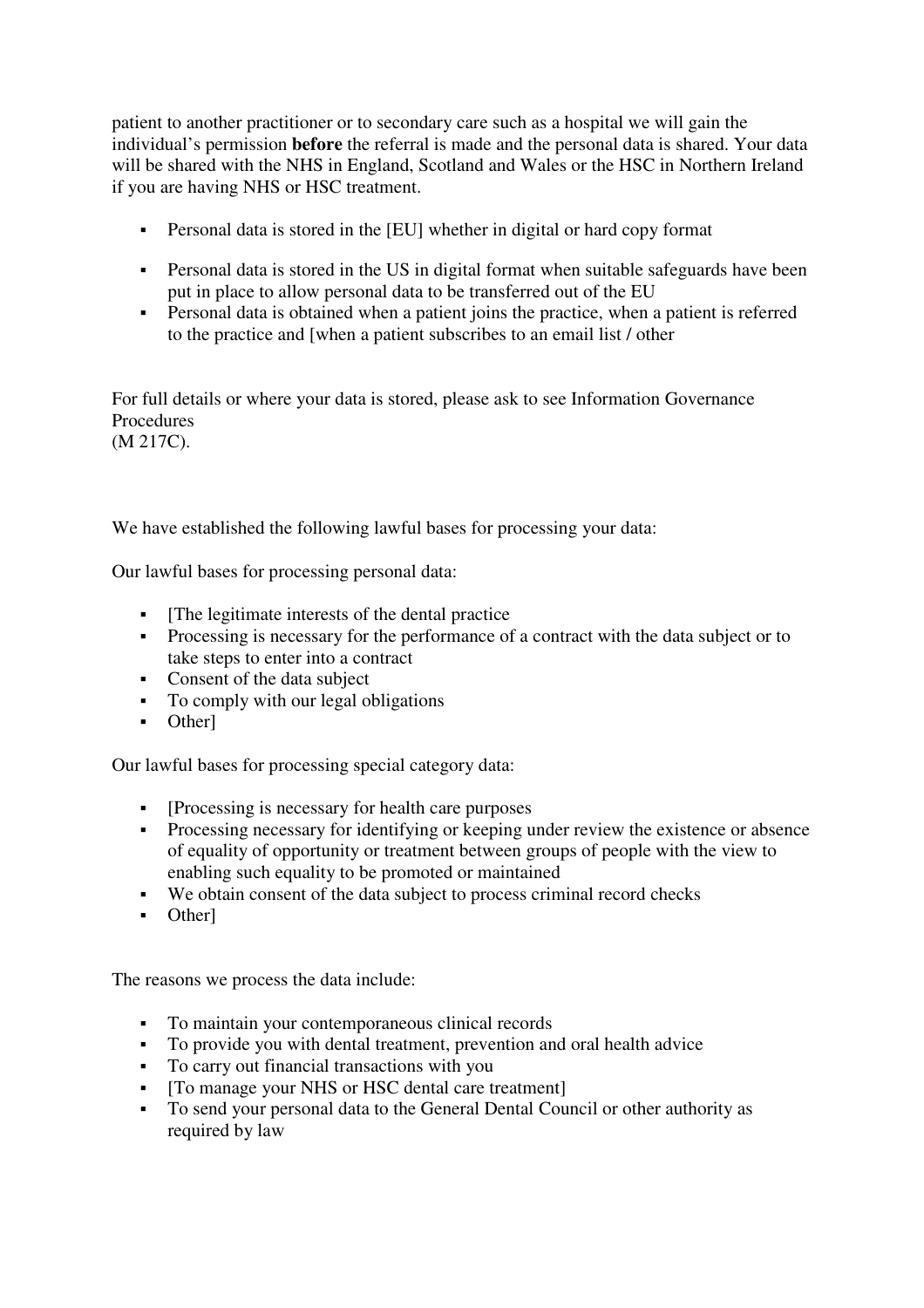patient to another practitioner or to secondary care such as a hospital we will gain the individual's permission **before** the referral is made and the personal data is shared. Your data will be shared with the NHS in England, Scotland and Wales or the HSC in Northern Ireland if you are having NHS or HSC treatment.

- Personal data is stored in the [EU] whether in digital or hard copy format

- Personal data is stored in the US in digital format when suitable safeguards have been put in place to allow personal data to be transferred out of the EU
- Personal data is obtained when a patient joins the practice, when a patient is referred to the practice and [when a patient subscribes to an email list / other

For full details or where your data is stored, please ask to see Information Governance Procedures
(M 217C).

We have established the following lawful bases for processing your data:

Our lawful bases for processing personal data:

- [The legitimate interests of the dental practice
- Processing is necessary for the performance of a contract with the data subject or to take steps to enter into a contract
- Consent of the data subject
- To comply with our legal obligations
- Other]

Our lawful bases for processing special category data:

- [Processing is necessary for health care purposes
- Processing necessary for identifying or keeping under review the existence or absence of equality of opportunity or treatment between groups of people with the view to enabling such equality to be promoted or maintained
- We obtain consent of the data subject to process criminal record checks
- Other]

The reasons we process the data include:

- To maintain your contemporaneous clinical records
- To provide you with dental treatment, prevention and oral health advice
- To carry out financial transactions with you
- [To manage your NHS or HSC dental care treatment]
- To send your personal data to the General Dental Council or other authority as required by law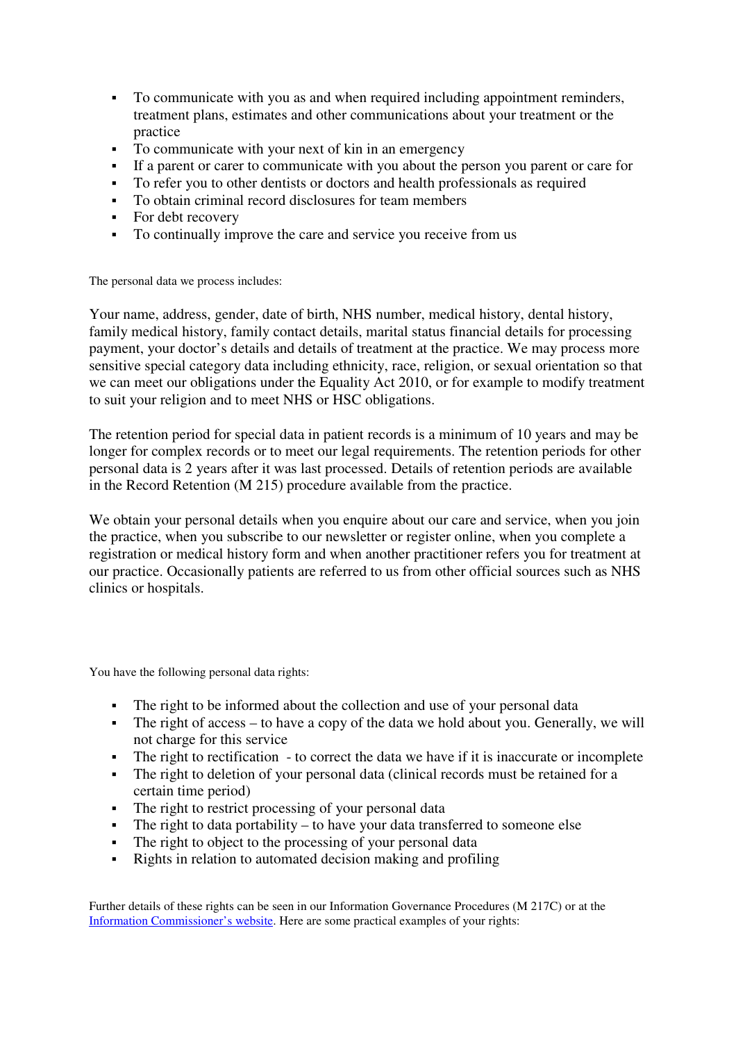- To communicate with you as and when required including appointment reminders, treatment plans, estimates and other communications about your treatment or the practice
- To communicate with your next of kin in an emergency
- If a parent or carer to communicate with you about the person you parent or care for
- To refer you to other dentists or doctors and health professionals as required
- To obtain criminal record disclosures for team members
- For debt recovery
- To continually improve the care and service you receive from us

The personal data we process includes:

Your name, address, gender, date of birth, NHS number, medical history, dental history, family medical history, family contact details, marital status financial details for processing payment, your doctor's details and details of treatment at the practice. We may process more sensitive special category data including ethnicity, race, religion, or sexual orientation so that we can meet our obligations under the Equality Act 2010, or for example to modify treatment to suit your religion and to meet NHS or HSC obligations.

The retention period for special data in patient records is a minimum of 10 years and may be longer for complex records or to meet our legal requirements. The retention periods for other personal data is 2 years after it was last processed. Details of retention periods are available in the Record Retention (M 215) procedure available from the practice.

We obtain your personal details when you enquire about our care and service, when you join the practice, when you subscribe to our newsletter or register online, when you complete a registration or medical history form and when another practitioner refers you for treatment at our practice. Occasionally patients are referred to us from other official sources such as NHS clinics or hospitals.

You have the following personal data rights:

- The right to be informed about the collection and use of your personal data
- The right of access – to have a copy of the data we hold about you. Generally, we will not charge for this service
- The right to rectification - to correct the data we have if it is inaccurate or incomplete
- The right to deletion of your personal data (clinical records must be retained for a certain time period)
- The right to restrict processing of your personal data
- The right to data portability – to have your data transferred to someone else
- The right to object to the processing of your personal data
- Rights in relation to automated decision making and profiling

Further details of these rights can be seen in our Information Governance Procedures (M 217C) or at the Information Commissioner's website. Here are some practical examples of your rights: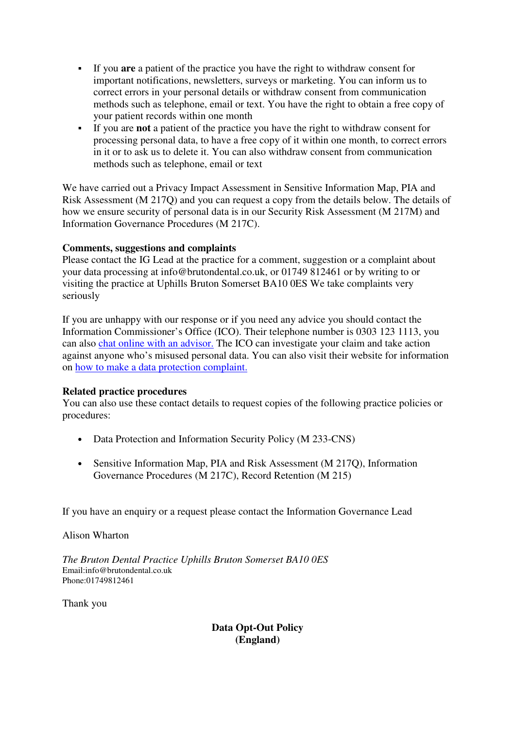- If you **are** a patient of the practice you have the right to withdraw consent for important notifications, newsletters, surveys or marketing. You can inform us to correct errors in your personal details or withdraw consent from communication methods such as telephone, email or text. You have the right to obtain a free copy of your patient records within one month
- If you are **not** a patient of the practice you have the right to withdraw consent for processing personal data, to have a free copy of it within one month, to correct errors in it or to ask us to delete it. You can also withdraw consent from communication methods such as telephone, email or text

We have carried out a Privacy Impact Assessment in Sensitive Information Map, PIA and Risk Assessment (M 217Q) and you can request a copy from the details below. The details of how we ensure security of personal data is in our Security Risk Assessment (M 217M) and Information Governance Procedures (M 217C).

**Comments, suggestions and complaints**
Please contact the IG Lead at the practice for a comment, suggestion or a complaint about your data processing at info@brutondental.co.uk, or 01749 812461 or by writing to or visiting the practice at Uphills Bruton Somerset BA10 0ES We take complaints very seriously

If you are unhappy with our response or if you need any advice you should contact the Information Commissioner's Office (ICO). Their telephone number is 0303 123 1113, you can also chat online with an advisor. The ICO can investigate your claim and take action against anyone who's misused personal data. You can also visit their website for information on how to make a data protection complaint.

**Related practice procedures**
You can also use these contact details to request copies of the following practice policies or procedures:

- Data Protection and Information Security Policy (M 233-CNS)
- Sensitive Information Map, PIA and Risk Assessment (M 217Q), Information Governance Procedures (M 217C), Record Retention (M 215)

If you have an enquiry or a request please contact the Information Governance Lead

Alison Wharton

*The Bruton Dental Practice Uphills Bruton Somerset BA10 0ES*
Email:info@brutondental.co.uk
Phone:01749812461

Thank you

**Data Opt-Out Policy**
**(England)**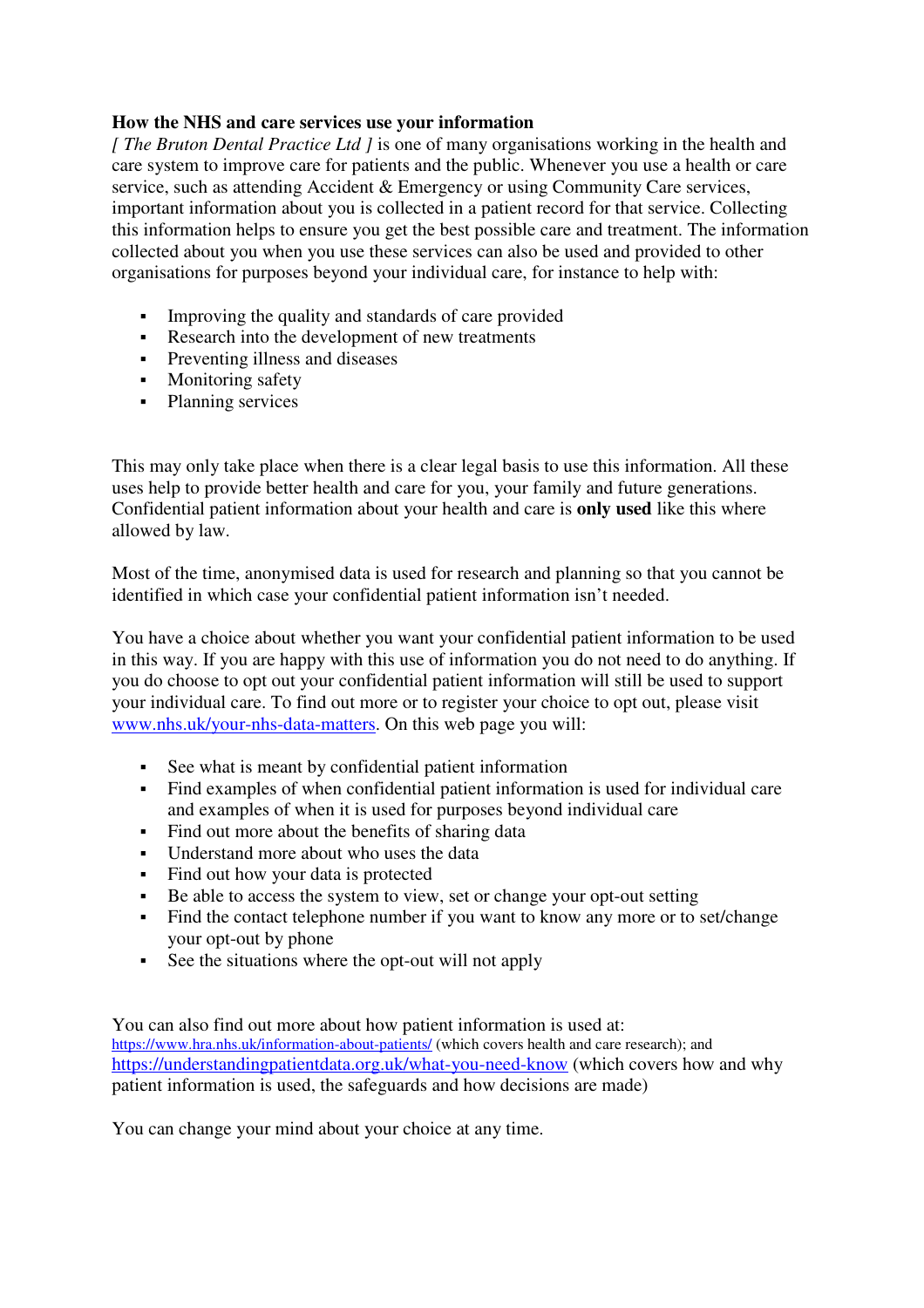**How the NHS and care services use your information**

*[ The Bruton Dental Practice Ltd ]* is one of many organisations working in the health and care system to improve care for patients and the public. Whenever you use a health or care service, such as attending Accident & Emergency or using Community Care services, important information about you is collected in a patient record for that service. Collecting this information helps to ensure you get the best possible care and treatment. The information collected about you when you use these services can also be used and provided to other organisations for purposes beyond your individual care, for instance to help with:

- Improving the quality and standards of care provided
- Research into the development of new treatments
- Preventing illness and diseases
- Monitoring safety
- Planning services

This may only take place when there is a clear legal basis to use this information. All these uses help to provide better health and care for you, your family and future generations. Confidential patient information about your health and care is **only used** like this where allowed by law.

Most of the time, anonymised data is used for research and planning so that you cannot be identified in which case your confidential patient information isn't needed.

You have a choice about whether you want your confidential patient information to be used in this way. If you are happy with this use of information you do not need to do anything. If you do choose to opt out your confidential patient information will still be used to support your individual care. To find out more or to register your choice to opt out, please visit [www.nhs.uk/your-nhs-data-matters](www.nhs.uk/your-nhs-data-matters). On this web page you will:

- See what is meant by confidential patient information
- Find examples of when confidential patient information is used for individual care and examples of when it is used for purposes beyond individual care
- Find out more about the benefits of sharing data
- Understand more about who uses the data
- Find out how your data is protected
- Be able to access the system to view, set or change your opt-out setting
- Find the contact telephone number if you want to know any more or to set/change your opt-out by phone
- See the situations where the opt-out will not apply

You can also find out more about how patient information is used at:
[https://www.hra.nhs.uk/information-about-patients/](https://www.hra.nhs.uk/information-about-patients/) (which covers health and care research); and [https://understandingpatientdata.org.uk/what-you-need-know](https://understandingpatientdata.org.uk/what-you-need-know) (which covers how and why patient information is used, the safeguards and how decisions are made)

You can change your mind about your choice at any time.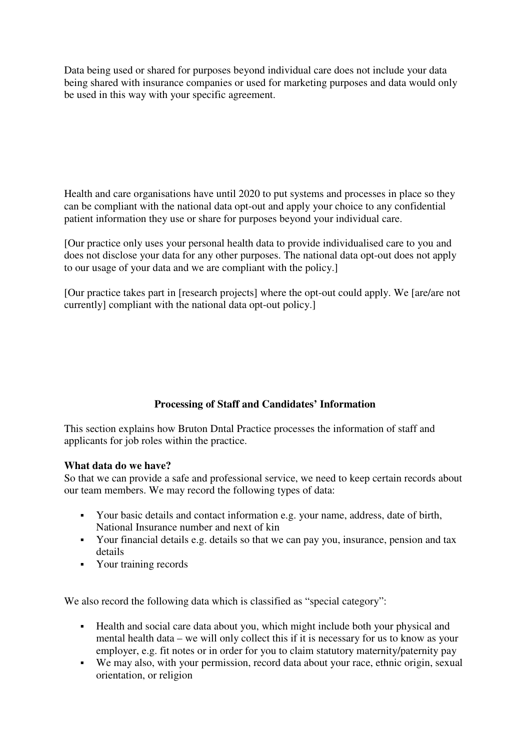Data being used or shared for purposes beyond individual care does not include your data being shared with insurance companies or used for marketing purposes and data would only be used in this way with your specific agreement.

Health and care organisations have until 2020 to put systems and processes in place so they can be compliant with the national data opt-out and apply your choice to any confidential patient information they use or share for purposes beyond your individual care.

[Our practice only uses your personal health data to provide individualised care to you and does not disclose your data for any other purposes. The national data opt-out does not apply to our usage of your data and we are compliant with the policy.]

[Our practice takes part in [research projects] where the opt-out could apply. We [are/are not currently] compliant with the national data opt-out policy.]

**Processing of Staff and Candidates' Information**

This section explains how Bruton Dntal Practice processes the information of staff and applicants for job roles within the practice.

**What data do we have?**

So that we can provide a safe and professional service, we need to keep certain records about our team members. We may record the following types of data:

- Your basic details and contact information e.g. your name, address, date of birth, National Insurance number and next of kin
- Your financial details e.g. details so that we can pay you, insurance, pension and tax details
- Your training records

We also record the following data which is classified as "special category":

- Health and social care data about you, which might include both your physical and mental health data – we will only collect this if it is necessary for us to know as your employer, e.g. fit notes or in order for you to claim statutory maternity/paternity pay
- We may also, with your permission, record data about your race, ethnic origin, sexual orientation, or religion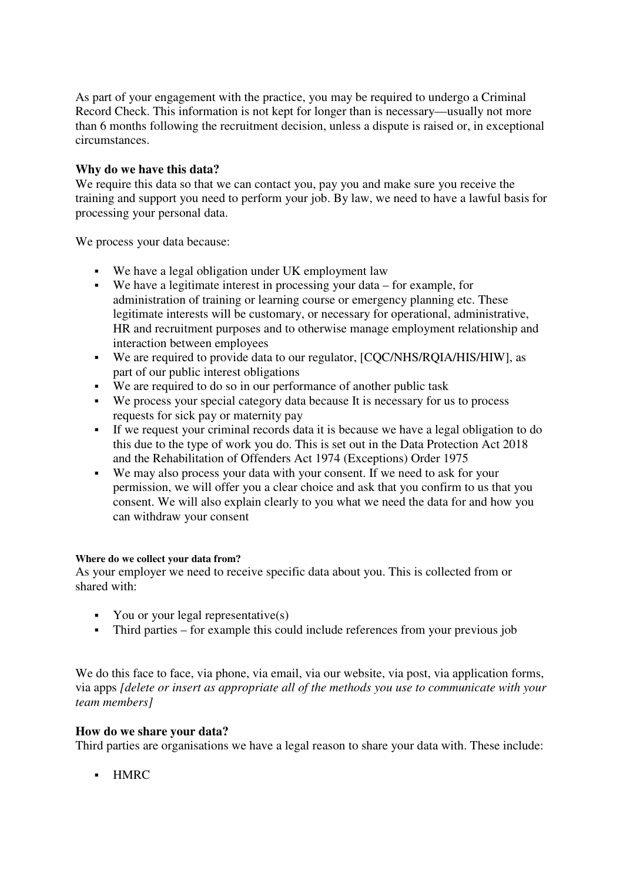As part of your engagement with the practice, you may be required to undergo a Criminal Record Check. This information is not kept for longer than is necessary—usually not more than 6 months following the recruitment decision, unless a dispute is raised or, in exceptional circumstances.

### Why do we have this data?

We require this data so that we can contact you, pay you and make sure you receive the training and support you need to perform your job. By law, we need to have a lawful basis for processing your personal data.

We process your data because:

- We have a legal obligation under UK employment law
- We have a legitimate interest in processing your data – for example, for administration of training or learning course or emergency planning etc. These legitimate interests will be customary, or necessary for operational, administrative, HR and recruitment purposes and to otherwise manage employment relationship and interaction between employees
- We are required to provide data to our regulator, [CQC/NHS/RQIA/HIS/HIW], as part of our public interest obligations
- We are required to do so in our performance of another public task
- We process your special category data because It is necessary for us to process requests for sick pay or maternity pay
- If we request your criminal records data it is because we have a legal obligation to do this due to the type of work you do. This is set out in the Data Protection Act 2018 and the Rehabilitation of Offenders Act 1974 (Exceptions) Order 1975
- We may also process your data with your consent. If we need to ask for your permission, we will offer you a clear choice and ask that you confirm to us that you consent. We will also explain clearly to you what we need the data for and how you can withdraw your consent

#### Where do we collect your data from?

As your employer we need to receive specific data about you. This is collected from or shared with:

- You or your legal representative(s)
- Third parties – for example this could include references from your previous job

We do this face to face, via phone, via email, via our website, via post, via application forms, via apps *[delete or insert as appropriate all of the methods you use to communicate with your team members]*

### How do we share your data?

Third parties are organisations we have a legal reason to share your data with. These include:

- HMRC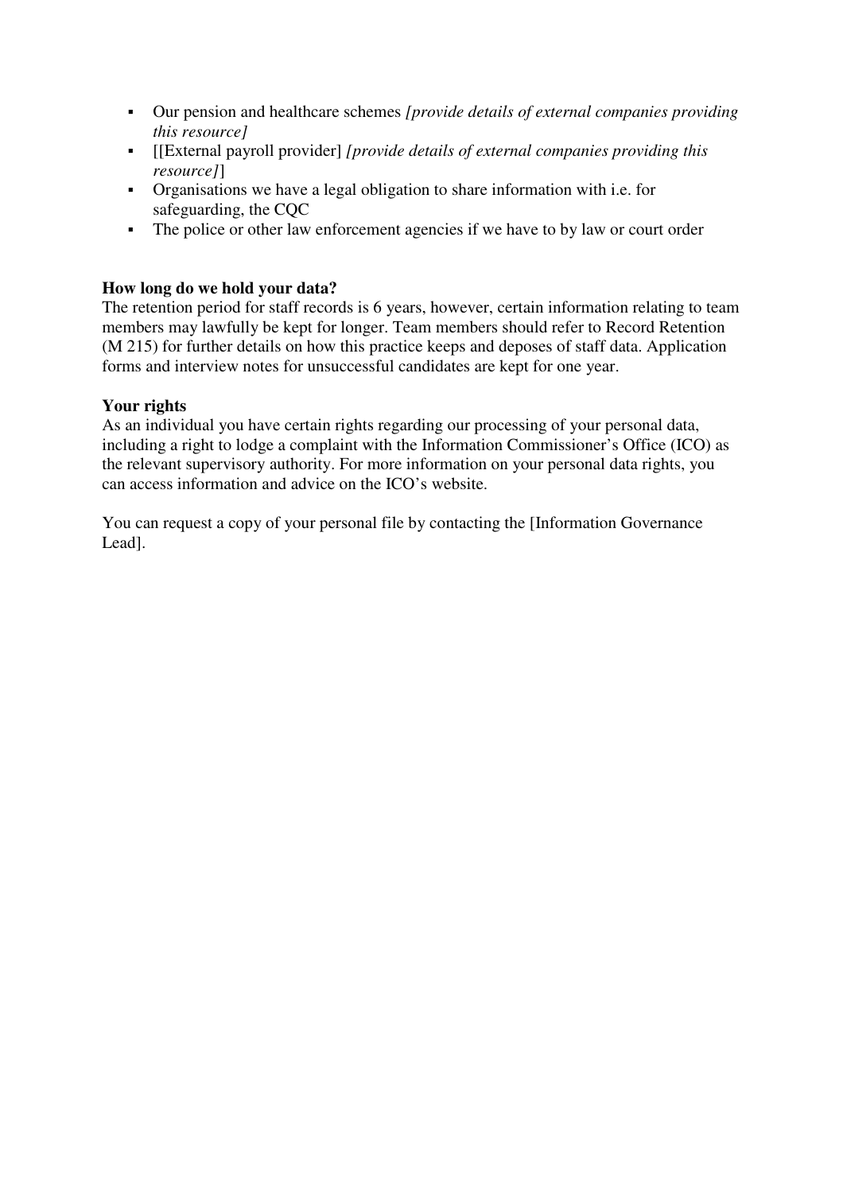- Our pension and healthcare schemes *[provide details of external companies providing this resource]*
- [[External payroll provider] *[provide details of external companies providing this resource]*]
- Organisations we have a legal obligation to share information with i.e. for safeguarding, the CQC
- The police or other law enforcement agencies if we have to by law or court order

**How long do we hold your data?**

The retention period for staff records is 6 years, however, certain information relating to team members may lawfully be kept for longer. Team members should refer to Record Retention (M 215) for further details on how this practice keeps and deposes of staff data. Application forms and interview notes for unsuccessful candidates are kept for one year.

**Your rights**

As an individual you have certain rights regarding our processing of your personal data, including a right to lodge a complaint with the Information Commissioner's Office (ICO) as the relevant supervisory authority. For more information on your personal data rights, you can access information and advice on the ICO's website.

You can request a copy of your personal file by contacting the [Information Governance Lead].